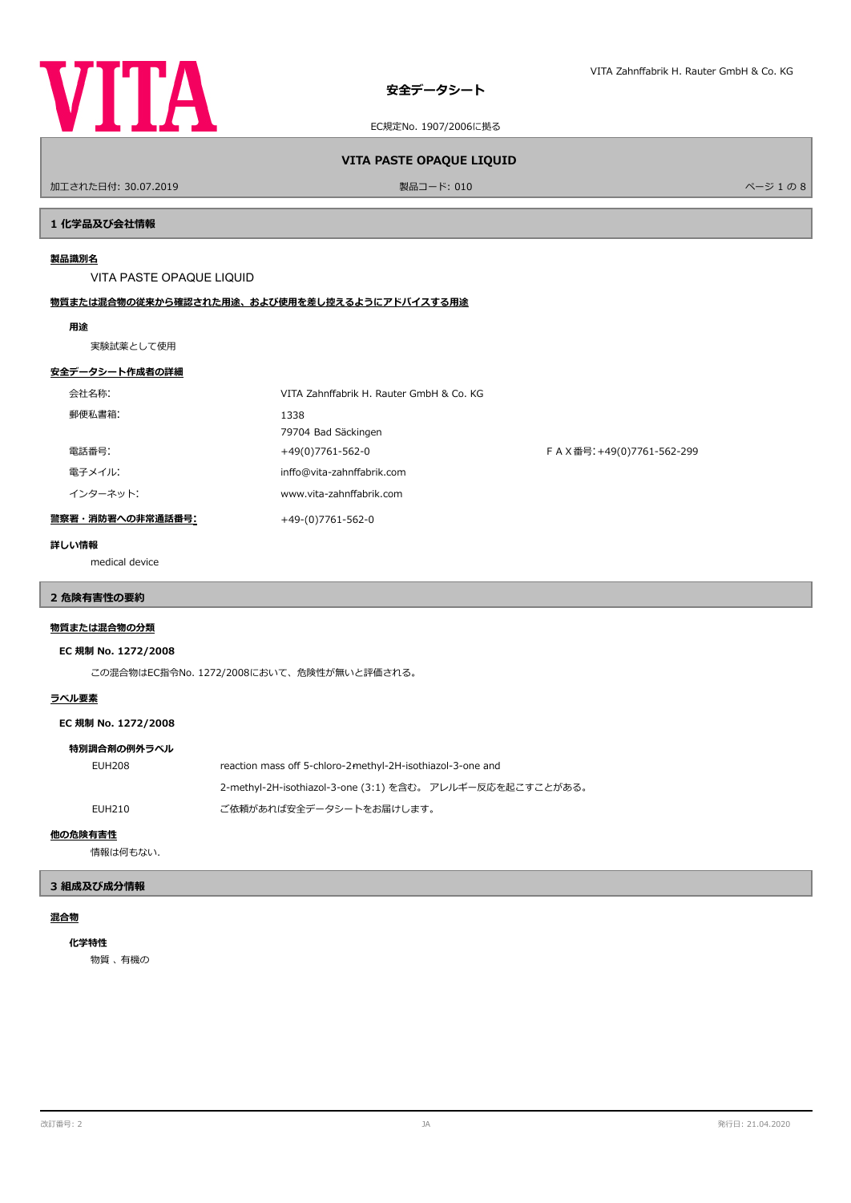# 安全データシート

EC規定No. 1907/2006に拠る

## VITA PASTE OPAQUE LIQUID

加工された日付: 30.07.2019　　製品コード: 010

## 1 化学品及び会社情報

**製品識別名**

VITA PASTE OPAQUE LIQUID

**物質または混合物の従来から確認された用途、および使用を差し控えるようにアドバイスする用途**

**用途**

実験試薬として使用

**安全データシート作成者の詳細**

| | | |
|---|---|---|
| 会社名称: | VITA Zahnffabrik H. Rauter GmbH & Co. KG | |
| 郵便私書箱: | 1338<br>79704 Bad Säckingen | |
| 電話番号: | +49(0)7761-562-0 | ＦＡＸ番号:+49(0)7761-562-299 |
| 電子メイル: | inffo@vita-zahnffabrik.com | |
| インターネット: | www.vita-zahnffabrik.com | |

**警察署・消防署への非常通話番号:** +49-(0)7761-562-0

**詳しい情報**

medical device

## 2 危険有害性の要約

**物質または混合物の分類**

**EC 規制 No. 1272/2008**

この混合物はEC指令No. 1272/2008において、危険性が無いと評価される。

**ラベル要素**

**EC 規制 No. 1272/2008**

**特別調合剤の例外ラベル**

| | |
|---|---|
| EUH208 | reaction mass off 5-chloro-2-methyl-2H-isothiazol-3-one and<br>2-methyl-2H-isothiazol-3-one (3:1) を含む。 アレルギー反応を起こすことがある。 |
| EUH210 | ご依頼があれば安全データシートをお届けします。 |

**他の危険有害性**

情報は何もない.

## 3 組成及び成分情報

**混合物**

**化学特性**

物質 、有機の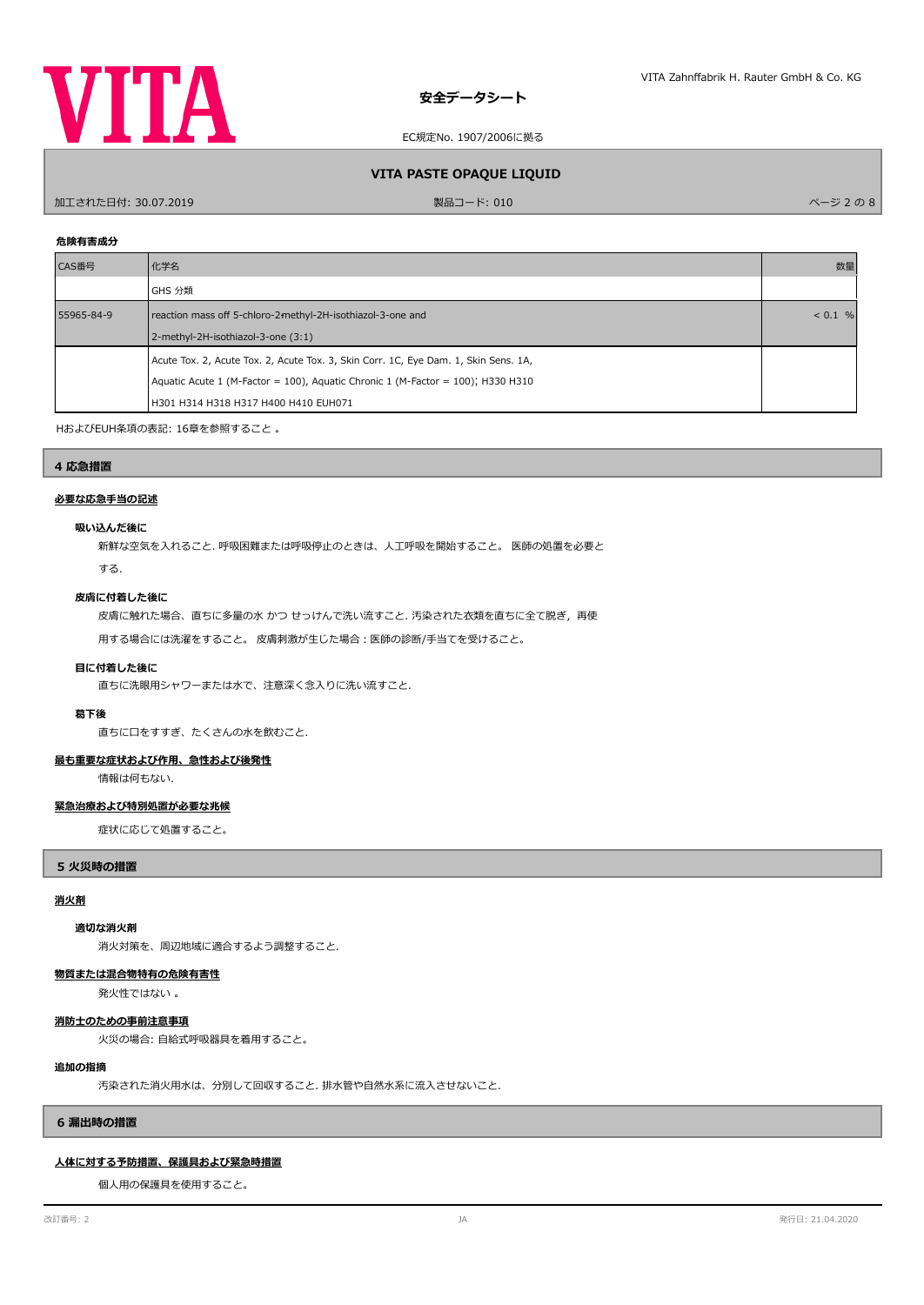#### 危険有害成分

| CAS番号 | 化学名 | 数量 |
|---|---|---|
| | GHS 分類 | |
| 55965-84-9 | reaction mass off 5-chloro-2-methyl-2H-isothiazol-3-one and 2-methyl-2H-isothiazol-3-one (3:1) | < 0.1 % |
| | Acute Tox. 2, Acute Tox. 2, Acute Tox. 3, Skin Corr. 1C, Eye Dam. 1, Skin Sens. 1A, Aquatic Acute 1 (M-Factor = 100), Aquatic Chronic 1 (M-Factor = 100); H330 H310 H301 H314 H318 H317 H400 H410 EUH071 | |

HおよびEUH条項の表記: 16章を参照すること 。

## 4 応急措置

### 必要な応急手当の記述

#### 吸い込んだ後に

新鮮な空気を入れること. 呼吸困難または呼吸停止のときは、人工呼吸を開始すること。 医師の処置を必要とする.

#### 皮膚に付着した後に

皮膚に触れた場合、直ちに多量の水 かつ せっけんで洗い流すこと. 汚染された衣類を直ちに全て脱ぎ，再使用する場合には洗濯をすること。 皮膚刺激が生じた場合：医師の診断/手当てを受けること。

#### 目に付着した後に

直ちに洗眼用シャワーまたは水で、注意深く念入りに洗い流すこと.

#### 葛下後

直ちに口をすすぎ、たくさんの水を飲むこと.

### 最も重要な症状および作用、急性および後発性

情報は何もない.

### 緊急治療および特別処置が必要な兆候

症状に応じて処置すること。

## 5 火災時の措置

### 消火剤

#### 適切な消火剤

消火対策を、周辺地域に適合するよう調整すること.

### 物質または混合物特有の危険有害性

発火性ではない 。

### 消防士のための事前注意事項

火災の場合: 自給式呼吸器具を着用すること。

#### 追加の指摘

汚染された消火用水は、分別して回収すること. 排水管や自然水系に流入させないこと.

## 6 漏出時の措置

### 人体に対する予防措置、保護具および緊急時措置

個人用の保護具を使用すること。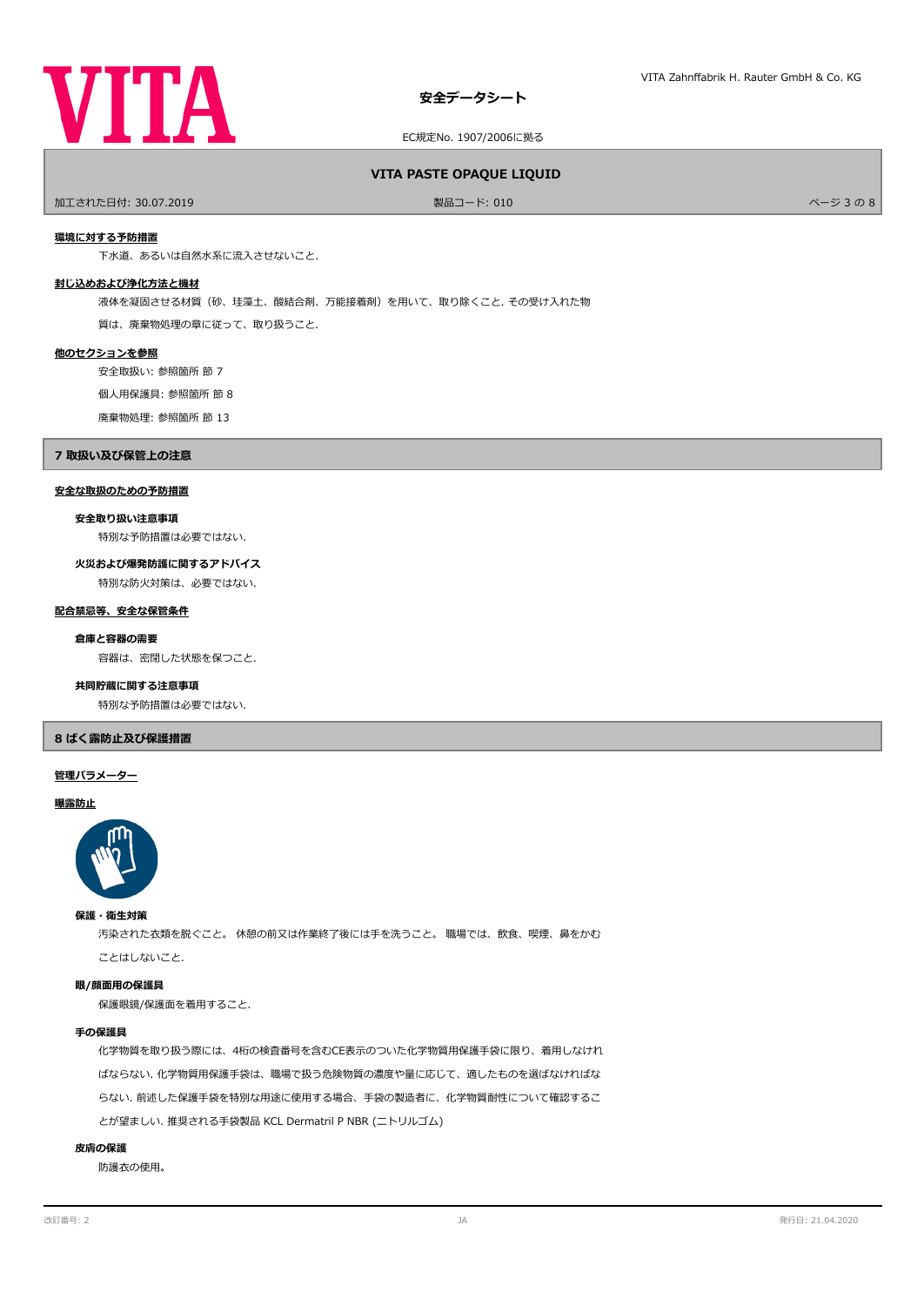#### 環境に対する予防措置

下水道、あるいは自然水系に流入させないこと.

#### 封じ込めおよび浄化方法と機材

液体を凝固させる材質（砂、珪藻土、酸結合剤、万能接着剤）を用いて、取り除くこと. その受け入れた物質は、廃棄物処理の章に従って、取り扱うこと.

#### 他のセクションを参照

安全取扱い: 参照箇所 節 7

個人用保護具: 参照箇所 節 8

廃棄物処理: 参照箇所 節 13

## 7 取扱い及び保管上の注意

#### 安全な取扱いのための予防措置

**安全取り扱い注意事項**

特別な予防措置は必要ではない.

**火災および爆発防護に関するアドバイス**

特別な防火対策は、必要ではない.

#### 配合禁忌等、安全な保管条件

**倉庫と容器の需要**

容器は、密閉した状態を保つこと.

**共同貯蔵に関する注意事項**

特別な予防措置は必要ではない.

## 8 ばく露防止及び保護措置

#### 管理パラメーター

#### 曝露防止

**保護・衛生対策**

汚染された衣類を脱ぐこと。 休憩の前又は作業終了後には手を洗うこと。 職場では、飲食、喫煙、鼻をかむことはしないこと.

**眼/顔面用の保護具**

保護眼鏡/保護面を着用すること.

**手の保護具**

化学物質を取り扱う際には、4桁の検査番号を含むCE表示のついた化学物質用保護手袋に限り、着用しなければならない. 化学物質用保護手袋は、職場で扱う危険物質の濃度や量に応じて、適したものを選ばなければならない. 前述した保護手袋を特別な用途に使用する場合、手袋の製造者に、化学物質耐性について確認することが望ましい. 推奨される手袋製品 KCL Dermatril P NBR (ニトリルゴム)

**皮膚の保護**

防護衣の使用。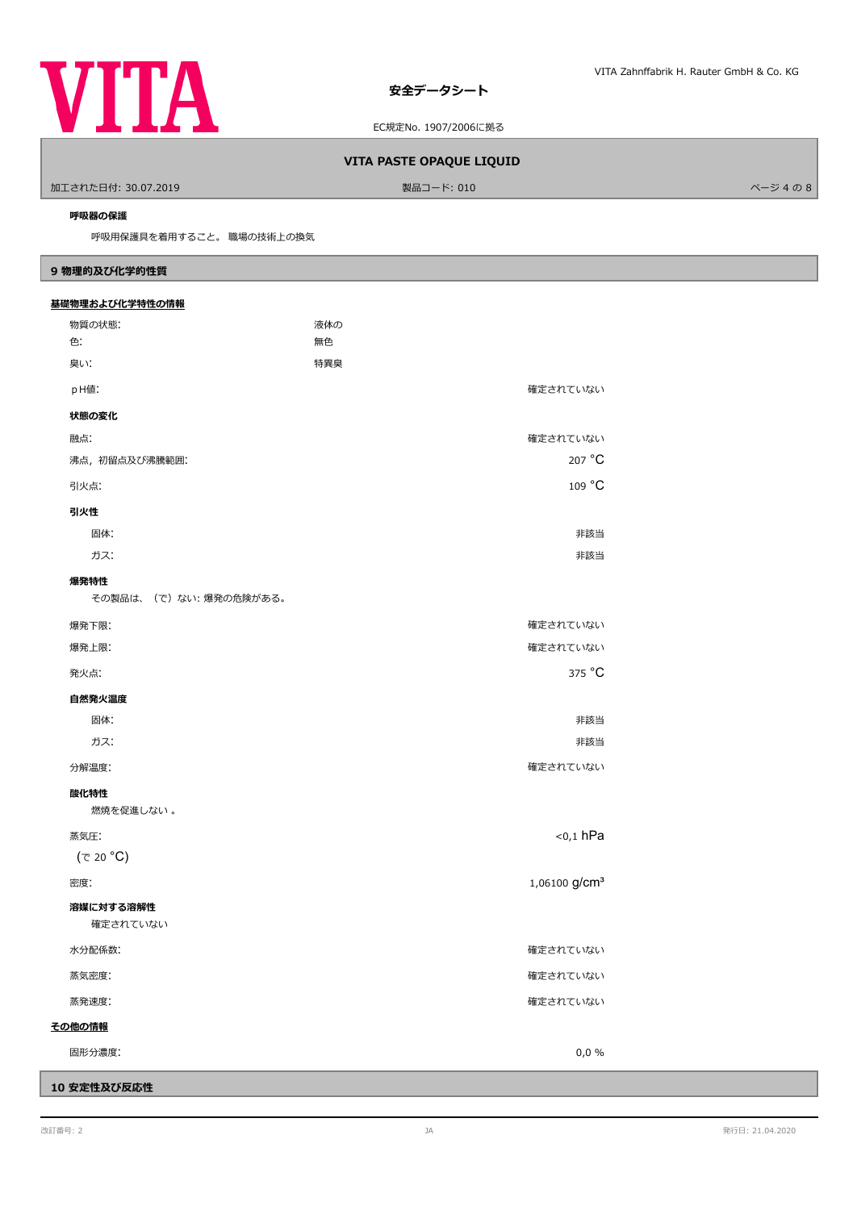**呼吸器の保護**

呼吸用保護具を着用すること。 職場の技術上の換気

## 9 物理的及び化学的性質

**基礎物理および化学特性の情報**

| | | |
|---|---|---|
| 物質の状態: | 液体の | |
| 色: | 無色 | |
| 臭い: | 特異臭 | |
| pH値: | | 確定されていない |

**状態の変化**

| | |
|---|---|
| 融点: | 確定されていない |
| 沸点，初留点及び沸騰範囲: | 207 °C |
| 引火点: | 109 °C |

**引火性**

| | |
|---|---|
| 固体: | 非該当 |
| ガス: | 非該当 |

**爆発特性**

その製品は、（で）ない: 爆発の危険がある。

| | |
|---|---|
| 爆発下限: | 確定されていない |
| 爆発上限: | 確定されていない |
| 発火点: | 375 °C |

**自然発火温度**

| | |
|---|---|
| 固体: | 非該当 |
| ガス: | 非該当 |
| 分解温度: | 確定されていない |

**酸化特性**

燃焼を促進しない 。

| | |
|---|---|
| 蒸気圧:<br>（で 20 °C) | <0,1 hPa |
| 密度: | 1,06100 g/cm³ |

**溶媒に対する溶解性**

確定されていない

| | |
|---|---|
| 水分配係数: | 確定されていない |
| 蒸気密度: | 確定されていない |
| 蒸発速度: | 確定されていない |

**その他の情報**

| | |
|---|---|
| 固形分濃度: | 0,0 % |

## 10 安定性及び反応性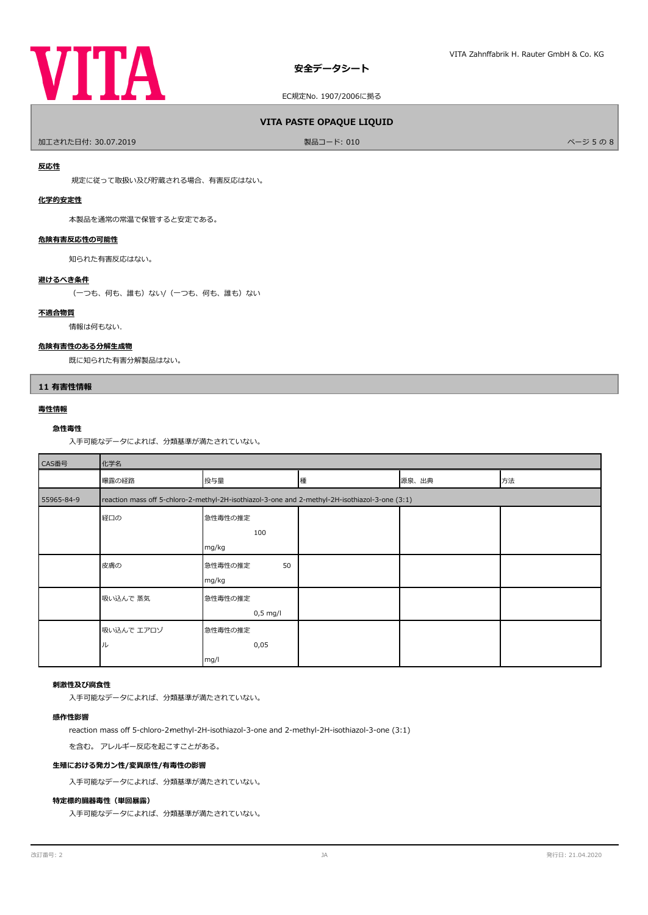**反応性**

規定に従って取扱い及び貯蔵される場合、有害反応はない。

**化学的安定性**

本製品を通常の常温で保管すると安定である。

**危険有害反応性の可能性**

知られた有害反応はない。

**避けるべき条件**

（一つも、何も、誰も）ない/（一つも、何も、誰も）ない

**不適合物質**

情報は何もない.

**危険有害性のある分解生成物**

既に知られた有害分解製品はない。

## 11 有害性情報

**毒性情報**

**急性毒性**

入手可能なデータによれば、分類基準が満たされていない。

| CAS番号 | 化学名 | | | | |
|---|---|---|---|---|---|
| | 曝露の経路 | 投与量 | 種 | 源泉、出典 | 方法 |
| 55965-84-9 | reaction mass off 5-chloro-2-methyl-2H-isothiazol-3-one and 2-methyl-2H-isothiazol-3-one (3:1) | | | | |
| | 経口の | 急性毒性の推定 100 mg/kg | | | |
| | 皮膚の | 急性毒性の推定 50 mg/kg | | | |
| | 吸い込んで 蒸気 | 急性毒性の推定 0,5 mg/l | | | |
| | 吸い込んで エアロゾル | 急性毒性の推定 0,05 mg/l | | | |

**刺激性及び腐食性**

入手可能なデータによれば、分類基準が満たされていない。

**感作性影響**

reaction mass off 5-chloro-2methyl-2H-isothiazol-3-one and 2-methyl-2H-isothiazol-3-one (3:1)

を含む。 アレルギー反応を起こすことがある。

**生殖における発ガン性/変異原性/有毒性の影響**

入手可能なデータによれば、分類基準が満たされていない。

**特定標的臓器毒性（単回暴露）**

入手可能なデータによれば、分類基準が満たされていない。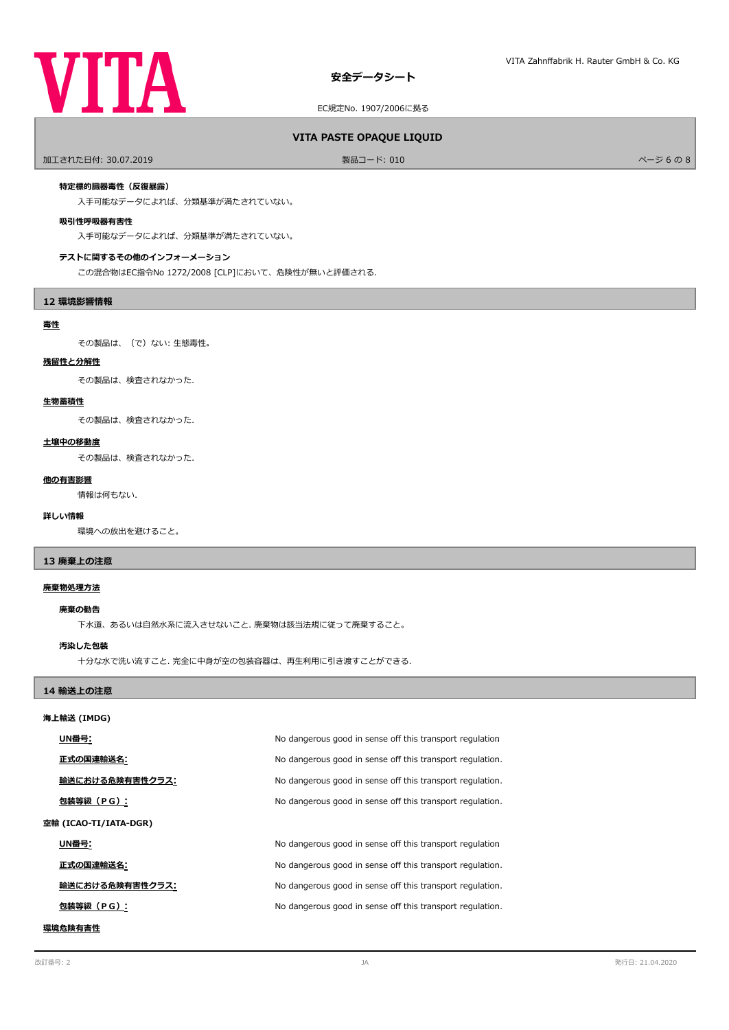### 特定標的臓器毒性（反復暴露）

入手可能なデータによれば、分類基準が満たされていない。

### 吸引性呼吸器有害性

入手可能なデータによれば、分類基準が満たされていない。

### テストに関するその他のインフォーメーション

この混合物はEC指令No 1272/2008 [CLP]において、危険性が無いと評価される.

## 12 環境影響情報

**毒性**

その製品は、（で）ない: 生態毒性。

**残留性と分解性**

その製品は、検査されなかった.

**生物蓄積性**

その製品は、検査されなかった.

**土壌中の移動度**

その製品は、検査されなかった.

**他の有害影響**

情報は何もない.

**詳しい情報**

環境への放出を避けること。

## 13 廃棄上の注意

**廃棄物処理方法**

### 廃棄の勧告

下水道、あるいは自然水系に流入させないこと. 廃棄物は該当法規に従って廃棄すること。

### 汚染した包装

十分な水で洗い流すこと. 完全に中身が空の包装容器は、再生利用に引き渡すことができる.

## 14 輸送上の注意

**海上輸送 (IMDG)**

| | |
|---|---|
| **UN番号:** | No dangerous good in sense off this transport regulation |
| **正式の国連輸送名:** | No dangerous good in sense off this transport regulation. |
| **輸送における危険有害性クラス:** | No dangerous good in sense off this transport regulation. |
| **包装等級（ＰＧ）:** | No dangerous good in sense off this transport regulation. |

**空輸 (ICAO-TI/IATA-DGR)**

| | |
|---|---|
| **UN番号:** | No dangerous good in sense off this transport regulation |
| **正式の国連輸送名:** | No dangerous good in sense off this transport regulation. |
| **輸送における危険有害性クラス:** | No dangerous good in sense off this transport regulation. |
| **包装等級（ＰＧ）:** | No dangerous good in sense off this transport regulation. |

**環境危険有害性**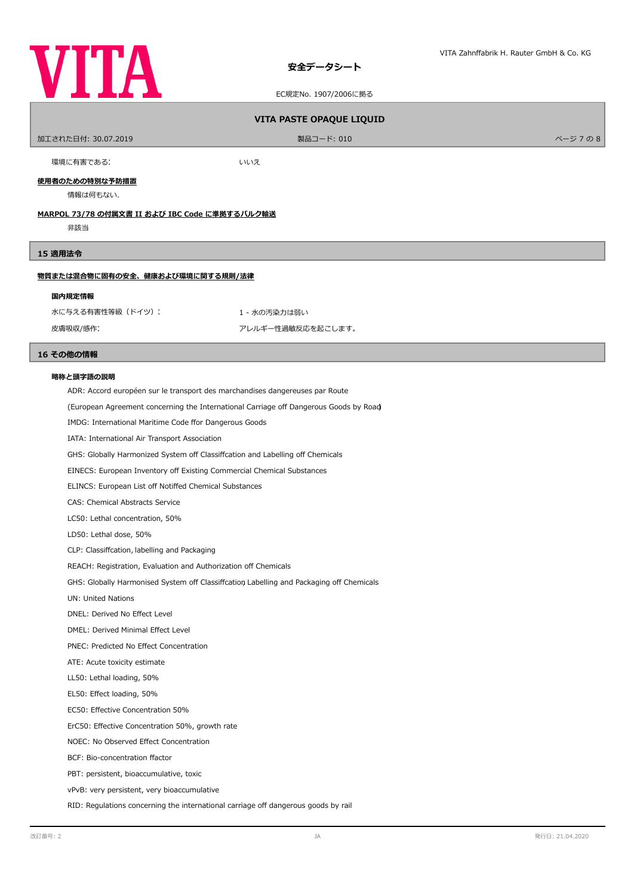環境に有害である: いいえ

**使用者のための特別な予防措置**

情報は何もない.

**MARPOL 73/78 の付属文書 II および IBC Code に準拠するバルク輸送**

非該当

## 15 適用法令

**物質または混合物に固有の安全、健康および環境に関する規則/法律**

**国内規定情報**

| | |
|---|---|
| 水に与える有害性等級（ドイツ）: | 1 - 水の汚染力は弱い |
| 皮膚吸収/感作: | アレルギー性過敏反応を起こします。 |

## 16 その他の情報

**略称と頭字語の説明**

ADR: Accord européen sur le transport des marchandises dangereuses par Route

(European Agreement concerning the International Carriage off Dangerous Goods by Road)

IMDG: International Maritime Code ffor Dangerous Goods

IATA: International Air Transport Association

GHS: Globally Harmonized System off Classiffcation and Labelling off Chemicals

EINECS: European Inventory off Existing Commercial Chemical Substances

ELINCS: European List off Notiffed Chemical Substances

CAS: Chemical Abstracts Service

LC50: Lethal concentration, 50%

LD50: Lethal dose, 50%

CLP: Classiffcation, labelling and Packaging

REACH: Registration, Evaluation and Authorization off Chemicals

GHS: Globally Harmonised System off Classiffcation, Labelling and Packaging off Chemicals

UN: United Nations

DNEL: Derived No Effect Level

DMEL: Derived Minimal Effect Level

PNEC: Predicted No Effect Concentration

ATE: Acute toxicity estimate

LL50: Lethal loading, 50%

EL50: Effect loading, 50%

EC50: Effective Concentration 50%

ErC50: Effective Concentration 50%, growth rate

NOEC: No Observed Effect Concentration

BCF: Bio-concentration ffactor

PBT: persistent, bioaccumulative, toxic

vPvB: very persistent, very bioaccumulative

RID: Regulations concerning the international carriage off dangerous goods by rail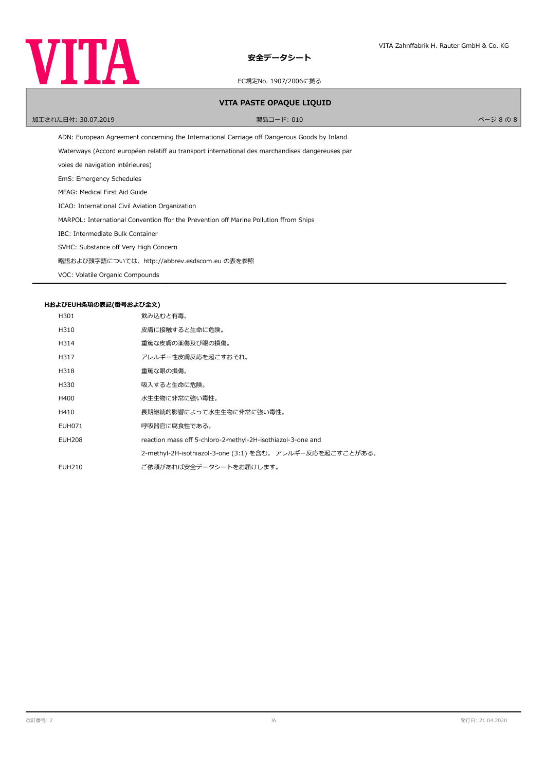ADN: European Agreement concerning the International Carriage off Dangerous Goods by Inland

Waterways (Accord européen relatiff au transport international des marchandises dangereuses par

voies de navigation intérieures)

EmS: Emergency Schedules

MFAG: Medical First Aid Guide

ICAO: International Civil Aviation Organization

MARPOL: International Convention ffor the Prevention off Marine Pollution ffrom Ships

IBC: Intermediate Bulk Container

SVHC: Substance off Very High Concern

略語および頭字語については、http://abbrev.esdscom.eu の表を参照

VOC: Volatile Organic Compounds

**HおよびEUH条項の表記(番号および全文)**

| | |
|---|---|
| H301 | 飲み込むと有毒。 |
| H310 | 皮膚に接触すると生命に危険。 |
| H314 | 重篤な皮膚の薬傷及び眼の損傷。 |
| H317 | アレルギー性皮膚反応を起こすおそれ。 |
| H318 | 重篤な眼の損傷。 |
| H330 | 吸入すると生命に危険。 |
| H400 | 水生生物に非常に強い毒性。 |
| H410 | 長期継続的影響によって水生生物に非常に強い毒性。 |
| EUH071 | 呼吸器官に腐食性である。 |
| EUH208 | reaction mass off 5-chloro-2-methyl-2H-isothiazol-3-one and 2-methyl-2H-isothiazol-3-one (3:1) を含む。 アレルギー反応を起こすことがある。 |
| EUH210 | ご依頼があれば安全データシートをお届けします。 |